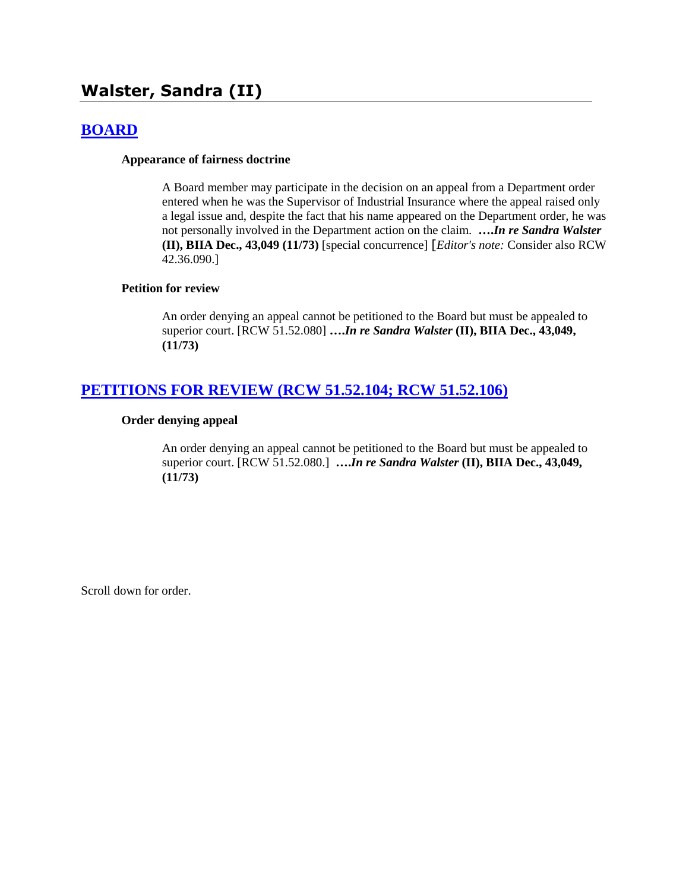# Walster, Sandra (II)

## BOARD

### Appearance of fairness doctrine

A Board member may participate in the decision on an appeal from a Department order entered when he was the Supervisor of Industrial Insurance where the appeal raised only a legal issue and, despite the fact that his name appeared on the Department order, he was not personally involved in the Department action on the claim. **….*In re Sandra Walster* (II), BIIA Dec., 43,049 (11/73)** [special concurrence] [*Editor's note:* Consider also RCW 42.36.090.]

### Petition for review

An order denying an appeal cannot be petitioned to the Board but must be appealed to superior court. [RCW 51.52.080] **….*In re Sandra Walster* (II), BIIA Dec., 43,049, (11/73)**

## PETITIONS FOR REVIEW (RCW 51.52.104; RCW 51.52.106)

### Order denying appeal

An order denying an appeal cannot be petitioned to the Board but must be appealed to superior court. [RCW 51.52.080.] **….*In re Sandra Walster* (II), BIIA Dec., 43,049, (11/73)**

Scroll down for order.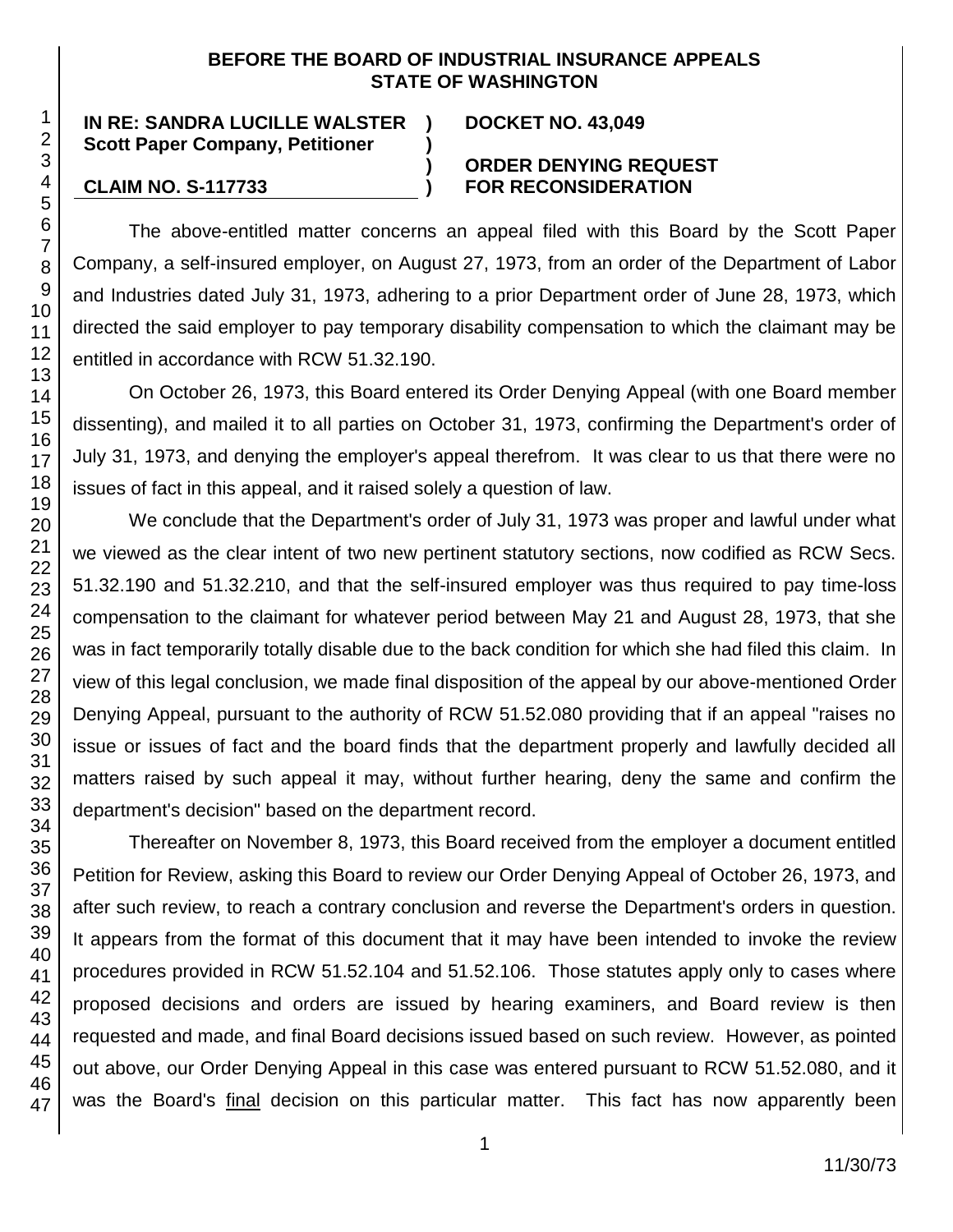**BEFORE THE BOARD OF INDUSTRIAL INSURANCE APPEALS**
**STATE OF WASHINGTON**

| | | |
|---|---|---|
| **IN RE: SANDRA LUCILLE WALSTER** | **)** | **DOCKET NO. 43,049** |
| **Scott Paper Company, Petitioner** | **)** | |
| | **)** | **ORDER DENYING REQUEST** |
| **CLAIM NO. S-117733** | **)** | **FOR RECONSIDERATION** |

The above-entitled matter concerns an appeal filed with this Board by the Scott Paper Company, a self-insured employer, on August 27, 1973, from an order of the Department of Labor and Industries dated July 31, 1973, adhering to a prior Department order of June 28, 1973, which directed the said employer to pay temporary disability compensation to which the claimant may be entitled in accordance with RCW 51.32.190.

On October 26, 1973, this Board entered its Order Denying Appeal (with one Board member dissenting), and mailed it to all parties on October 31, 1973, confirming the Department's order of July 31, 1973, and denying the employer's appeal therefrom. It was clear to us that there were no issues of fact in this appeal, and it raised solely a question of law.

We conclude that the Department's order of July 31, 1973 was proper and lawful under what we viewed as the clear intent of two new pertinent statutory sections, now codified as RCW Secs. 51.32.190 and 51.32.210, and that the self-insured employer was thus required to pay time-loss compensation to the claimant for whatever period between May 21 and August 28, 1973, that she was in fact temporarily totally disable due to the back condition for which she had filed this claim. In view of this legal conclusion, we made final disposition of the appeal by our above-mentioned Order Denying Appeal, pursuant to the authority of RCW 51.52.080 providing that if an appeal "raises no issue or issues of fact and the board finds that the department properly and lawfully decided all matters raised by such appeal it may, without further hearing, deny the same and confirm the department's decision" based on the department record.

Thereafter on November 8, 1973, this Board received from the employer a document entitled Petition for Review, asking this Board to review our Order Denying Appeal of October 26, 1973, and after such review, to reach a contrary conclusion and reverse the Department's orders in question. It appears from the format of this document that it may have been intended to invoke the review procedures provided in RCW 51.52.104 and 51.52.106. Those statutes apply only to cases where proposed decisions and orders are issued by hearing examiners, and Board review is then requested and made, and final Board decisions issued based on such review. However, as pointed out above, our Order Denying Appeal in this case was entered pursuant to RCW 51.52.080, and it was the Board's <u>final</u> decision on this particular matter. This fact has now apparently been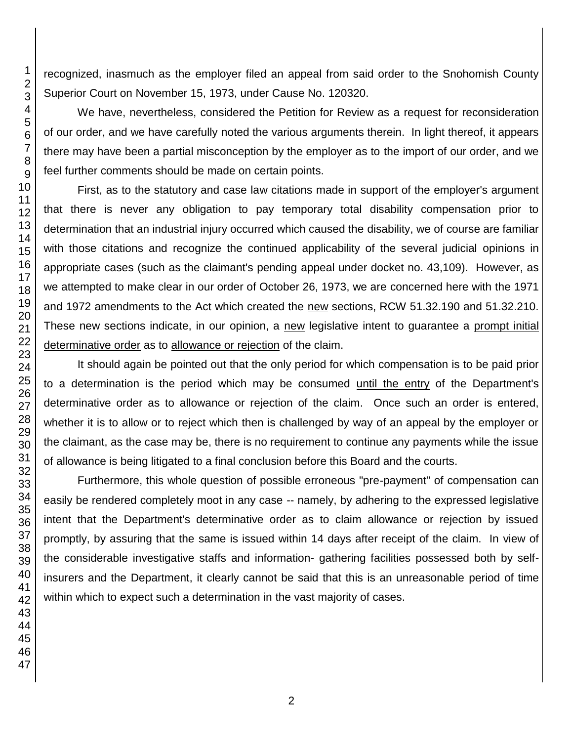recognized, inasmuch as the employer filed an appeal from said order to the Snohomish County Superior Court on November 15, 1973, under Cause No. 120320.

We have, nevertheless, considered the Petition for Review as a request for reconsideration of our order, and we have carefully noted the various arguments therein. In light thereof, it appears there may have been a partial misconception by the employer as to the import of our order, and we feel further comments should be made on certain points.

First, as to the statutory and case law citations made in support of the employer's argument that there is never any obligation to pay temporary total disability compensation prior to determination that an industrial injury occurred which caused the disability, we of course are familiar with those citations and recognize the continued applicability of the several judicial opinions in appropriate cases (such as the claimant's pending appeal under docket no. 43,109). However, as we attempted to make clear in our order of October 26, 1973, we are concerned here with the 1971 and 1972 amendments to the Act which created the new sections, RCW 51.32.190 and 51.32.210. These new sections indicate, in our opinion, a new legislative intent to guarantee a prompt initial determinative order as to allowance or rejection of the claim.

It should again be pointed out that the only period for which compensation is to be paid prior to a determination is the period which may be consumed until the entry of the Department's determinative order as to allowance or rejection of the claim. Once such an order is entered, whether it is to allow or to reject which then is challenged by way of an appeal by the employer or the claimant, as the case may be, there is no requirement to continue any payments while the issue of allowance is being litigated to a final conclusion before this Board and the courts.

Furthermore, this whole question of possible erroneous "pre-payment" of compensation can easily be rendered completely moot in any case -- namely, by adhering to the expressed legislative intent that the Department's determinative order as to claim allowance or rejection by issued promptly, by assuring that the same is issued within 14 days after receipt of the claim. In view of the considerable investigative staffs and information- gathering facilities possessed both by self-insurers and the Department, it clearly cannot be said that this is an unreasonable period of time within which to expect such a determination in the vast majority of cases.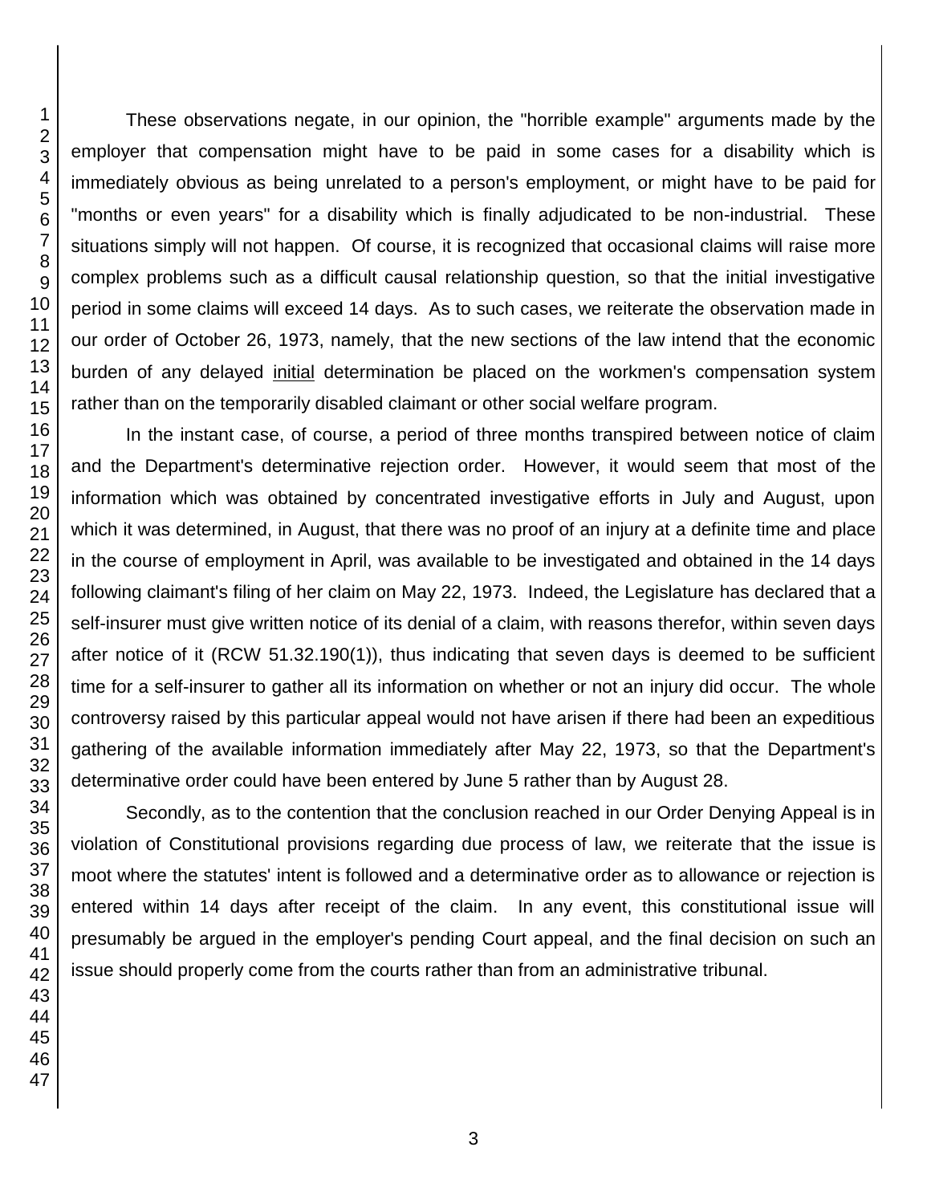These observations negate, in our opinion, the "horrible example" arguments made by the employer that compensation might have to be paid in some cases for a disability which is immediately obvious as being unrelated to a person's employment, or might have to be paid for "months or even years" for a disability which is finally adjudicated to be non-industrial. These situations simply will not happen. Of course, it is recognized that occasional claims will raise more complex problems such as a difficult causal relationship question, so that the initial investigative period in some claims will exceed 14 days. As to such cases, we reiterate the observation made in our order of October 26, 1973, namely, that the new sections of the law intend that the economic burden of any delayed <u>initial</u> determination be placed on the workmen's compensation system rather than on the temporarily disabled claimant or other social welfare program.

In the instant case, of course, a period of three months transpired between notice of claim and the Department's determinative rejection order. However, it would seem that most of the information which was obtained by concentrated investigative efforts in July and August, upon which it was determined, in August, that there was no proof of an injury at a definite time and place in the course of employment in April, was available to be investigated and obtained in the 14 days following claimant's filing of her claim on May 22, 1973. Indeed, the Legislature has declared that a self-insurer must give written notice of its denial of a claim, with reasons therefor, within seven days after notice of it (RCW 51.32.190(1)), thus indicating that seven days is deemed to be sufficient time for a self-insurer to gather all its information on whether or not an injury did occur. The whole controversy raised by this particular appeal would not have arisen if there had been an expeditious gathering of the available information immediately after May 22, 1973, so that the Department's determinative order could have been entered by June 5 rather than by August 28.

Secondly, as to the contention that the conclusion reached in our Order Denying Appeal is in violation of Constitutional provisions regarding due process of law, we reiterate that the issue is moot where the statutes' intent is followed and a determinative order as to allowance or rejection is entered within 14 days after receipt of the claim. In any event, this constitutional issue will presumably be argued in the employer's pending Court appeal, and the final decision on such an issue should properly come from the courts rather than from an administrative tribunal.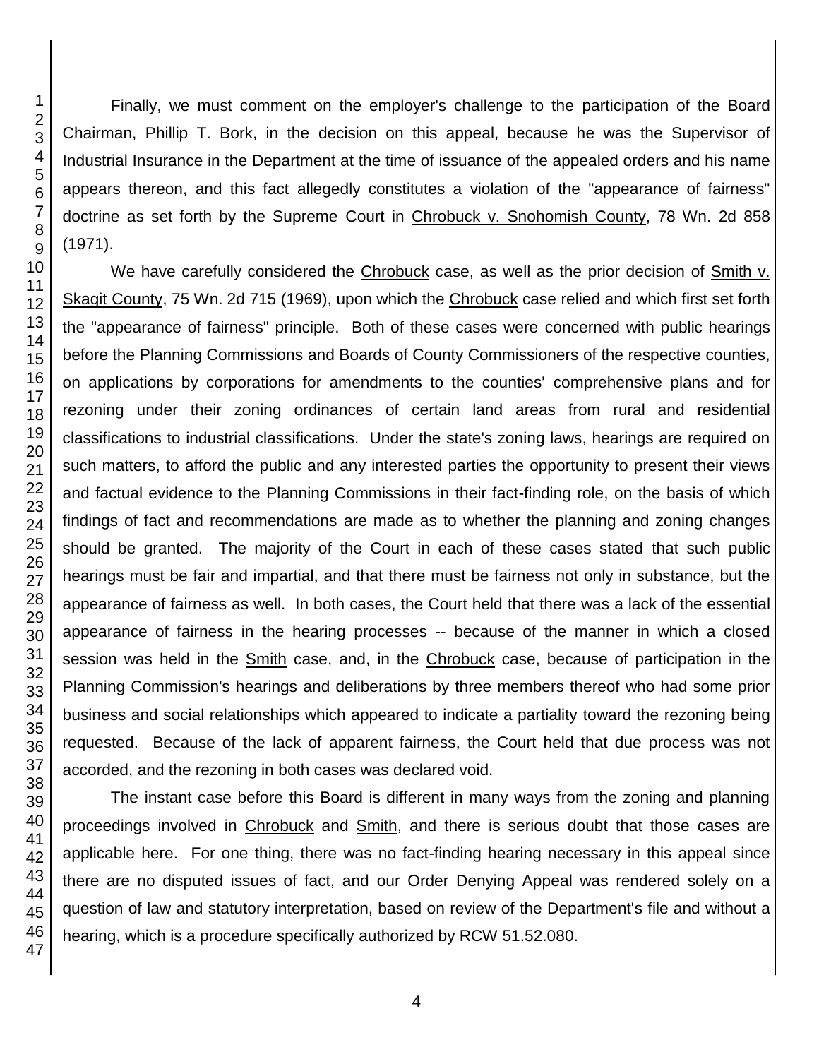Finally, we must comment on the employer's challenge to the participation of the Board Chairman, Phillip T. Bork, in the decision on this appeal, because he was the Supervisor of Industrial Insurance in the Department at the time of issuance of the appealed orders and his name appears thereon, and this fact allegedly constitutes a violation of the "appearance of fairness" doctrine as set forth by the Supreme Court in Chrobuck v. Snohomish County, 78 Wn. 2d 858 (1971).

We have carefully considered the Chrobuck case, as well as the prior decision of Smith v. Skagit County, 75 Wn. 2d 715 (1969), upon which the Chrobuck case relied and which first set forth the "appearance of fairness" principle. Both of these cases were concerned with public hearings before the Planning Commissions and Boards of County Commissioners of the respective counties, on applications by corporations for amendments to the counties' comprehensive plans and for rezoning under their zoning ordinances of certain land areas from rural and residential classifications to industrial classifications. Under the state's zoning laws, hearings are required on such matters, to afford the public and any interested parties the opportunity to present their views and factual evidence to the Planning Commissions in their fact-finding role, on the basis of which findings of fact and recommendations are made as to whether the planning and zoning changes should be granted. The majority of the Court in each of these cases stated that such public hearings must be fair and impartial, and that there must be fairness not only in substance, but the appearance of fairness as well. In both cases, the Court held that there was a lack of the essential appearance of fairness in the hearing processes -- because of the manner in which a closed session was held in the Smith case, and, in the Chrobuck case, because of participation in the Planning Commission's hearings and deliberations by three members thereof who had some prior business and social relationships which appeared to indicate a partiality toward the rezoning being requested. Because of the lack of apparent fairness, the Court held that due process was not accorded, and the rezoning in both cases was declared void.

The instant case before this Board is different in many ways from the zoning and planning proceedings involved in Chrobuck and Smith, and there is serious doubt that those cases are applicable here. For one thing, there was no fact-finding hearing necessary in this appeal since there are no disputed issues of fact, and our Order Denying Appeal was rendered solely on a question of law and statutory interpretation, based on review of the Department's file and without a hearing, which is a procedure specifically authorized by RCW 51.52.080.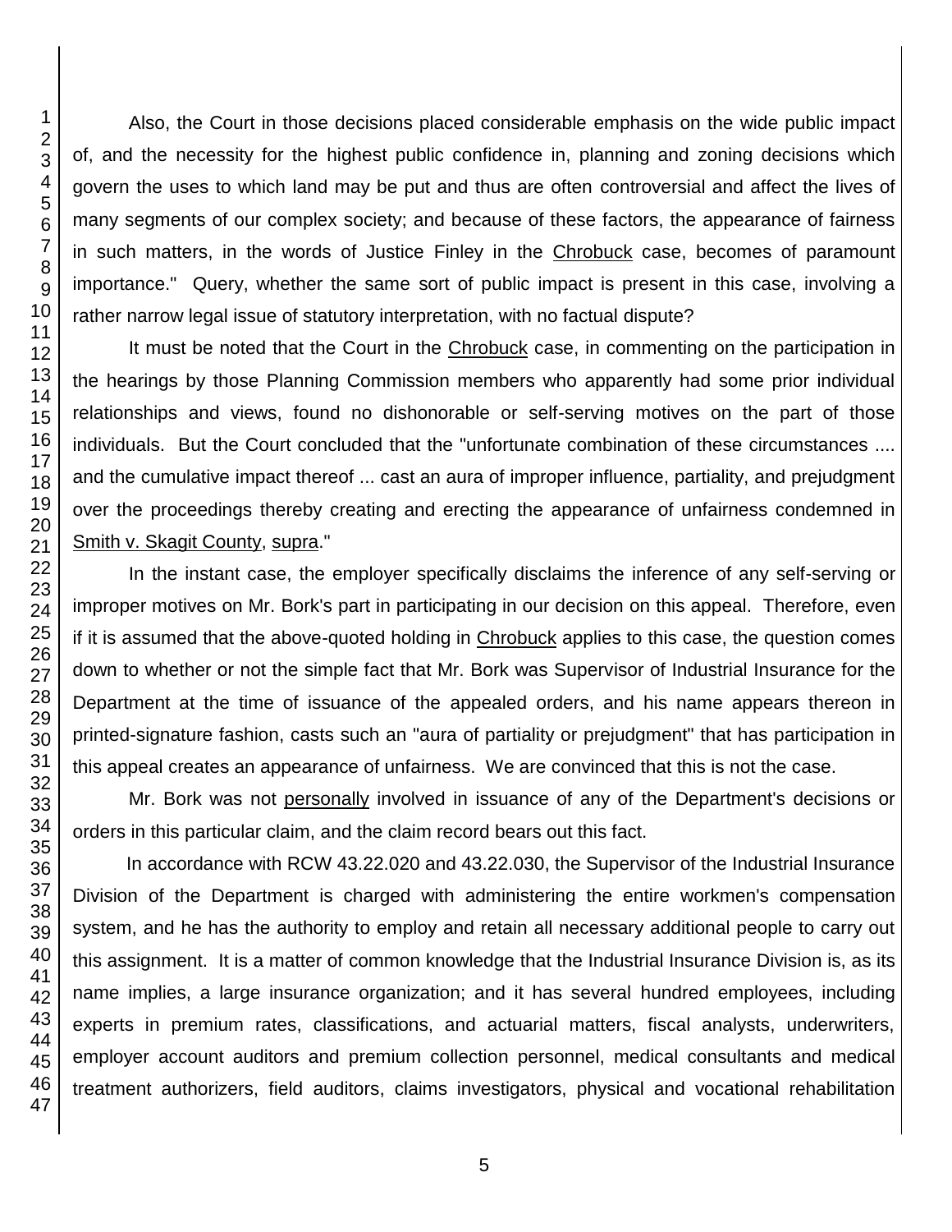Also, the Court in those decisions placed considerable emphasis on the wide public impact of, and the necessity for the highest public confidence in, planning and zoning decisions which govern the uses to which land may be put and thus are often controversial and affect the lives of many segments of our complex society; and because of these factors, the appearance of fairness in such matters, in the words of Justice Finley in the Chrobuck case, becomes of paramount importance." Query, whether the same sort of public impact is present in this case, involving a rather narrow legal issue of statutory interpretation, with no factual dispute?

It must be noted that the Court in the Chrobuck case, in commenting on the participation in the hearings by those Planning Commission members who apparently had some prior individual relationships and views, found no dishonorable or self-serving motives on the part of those individuals. But the Court concluded that the "unfortunate combination of these circumstances .... and the cumulative impact thereof ... cast an aura of improper influence, partiality, and prejudgment over the proceedings thereby creating and erecting the appearance of unfairness condemned in Smith v. Skagit County, supra."

In the instant case, the employer specifically disclaims the inference of any self-serving or improper motives on Mr. Bork's part in participating in our decision on this appeal. Therefore, even if it is assumed that the above-quoted holding in Chrobuck applies to this case, the question comes down to whether or not the simple fact that Mr. Bork was Supervisor of Industrial Insurance for the Department at the time of issuance of the appealed orders, and his name appears thereon in printed-signature fashion, casts such an "aura of partiality or prejudgment" that has participation in this appeal creates an appearance of unfairness. We are convinced that this is not the case.

Mr. Bork was not personally involved in issuance of any of the Department's decisions or orders in this particular claim, and the claim record bears out this fact.

In accordance with RCW 43.22.020 and 43.22.030, the Supervisor of the Industrial Insurance Division of the Department is charged with administering the entire workmen's compensation system, and he has the authority to employ and retain all necessary additional people to carry out this assignment. It is a matter of common knowledge that the Industrial Insurance Division is, as its name implies, a large insurance organization; and it has several hundred employees, including experts in premium rates, classifications, and actuarial matters, fiscal analysts, underwriters, employer account auditors and premium collection personnel, medical consultants and medical treatment authorizers, field auditors, claims investigators, physical and vocational rehabilitation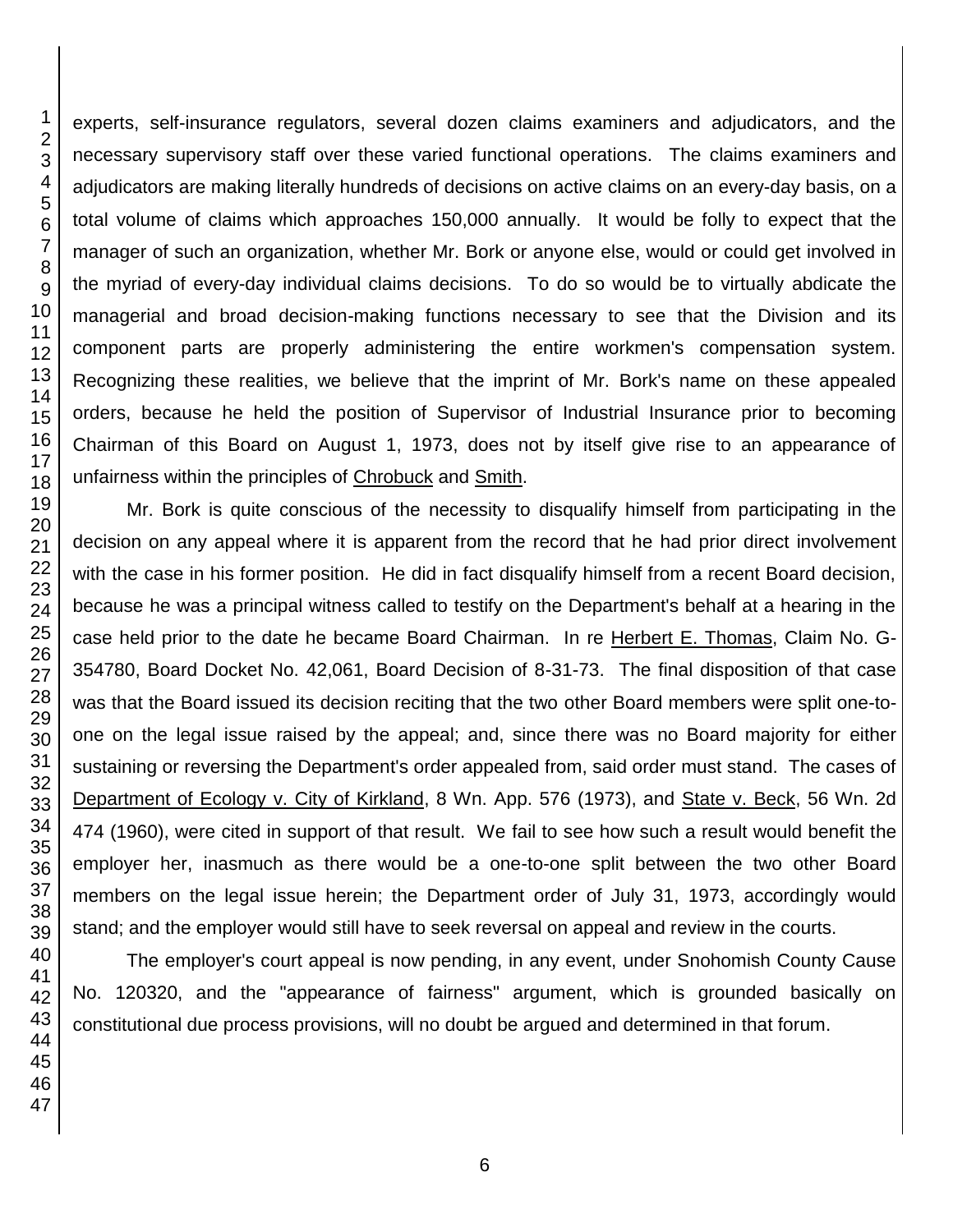experts, self-insurance regulators, several dozen claims examiners and adjudicators, and the necessary supervisory staff over these varied functional operations. The claims examiners and adjudicators are making literally hundreds of decisions on active claims on an every-day basis, on a total volume of claims which approaches 150,000 annually. It would be folly to expect that the manager of such an organization, whether Mr. Bork or anyone else, would or could get involved in the myriad of every-day individual claims decisions. To do so would be to virtually abdicate the managerial and broad decision-making functions necessary to see that the Division and its component parts are properly administering the entire workmen's compensation system. Recognizing these realities, we believe that the imprint of Mr. Bork's name on these appealed orders, because he held the position of Supervisor of Industrial Insurance prior to becoming Chairman of this Board on August 1, 1973, does not by itself give rise to an appearance of unfairness within the principles of Chrobuck and Smith.

Mr. Bork is quite conscious of the necessity to disqualify himself from participating in the decision on any appeal where it is apparent from the record that he had prior direct involvement with the case in his former position. He did in fact disqualify himself from a recent Board decision, because he was a principal witness called to testify on the Department's behalf at a hearing in the case held prior to the date he became Board Chairman. In re Herbert E. Thomas, Claim No. G-354780, Board Docket No. 42,061, Board Decision of 8-31-73. The final disposition of that case was that the Board issued its decision reciting that the two other Board members were split one-to-one on the legal issue raised by the appeal; and, since there was no Board majority for either sustaining or reversing the Department's order appealed from, said order must stand. The cases of Department of Ecology v. City of Kirkland, 8 Wn. App. 576 (1973), and State v. Beck, 56 Wn. 2d 474 (1960), were cited in support of that result. We fail to see how such a result would benefit the employer her, inasmuch as there would be a one-to-one split between the two other Board members on the legal issue herein; the Department order of July 31, 1973, accordingly would stand; and the employer would still have to seek reversal on appeal and review in the courts.

The employer's court appeal is now pending, in any event, under Snohomish County Cause No. 120320, and the "appearance of fairness" argument, which is grounded basically on constitutional due process provisions, will no doubt be argued and determined in that forum.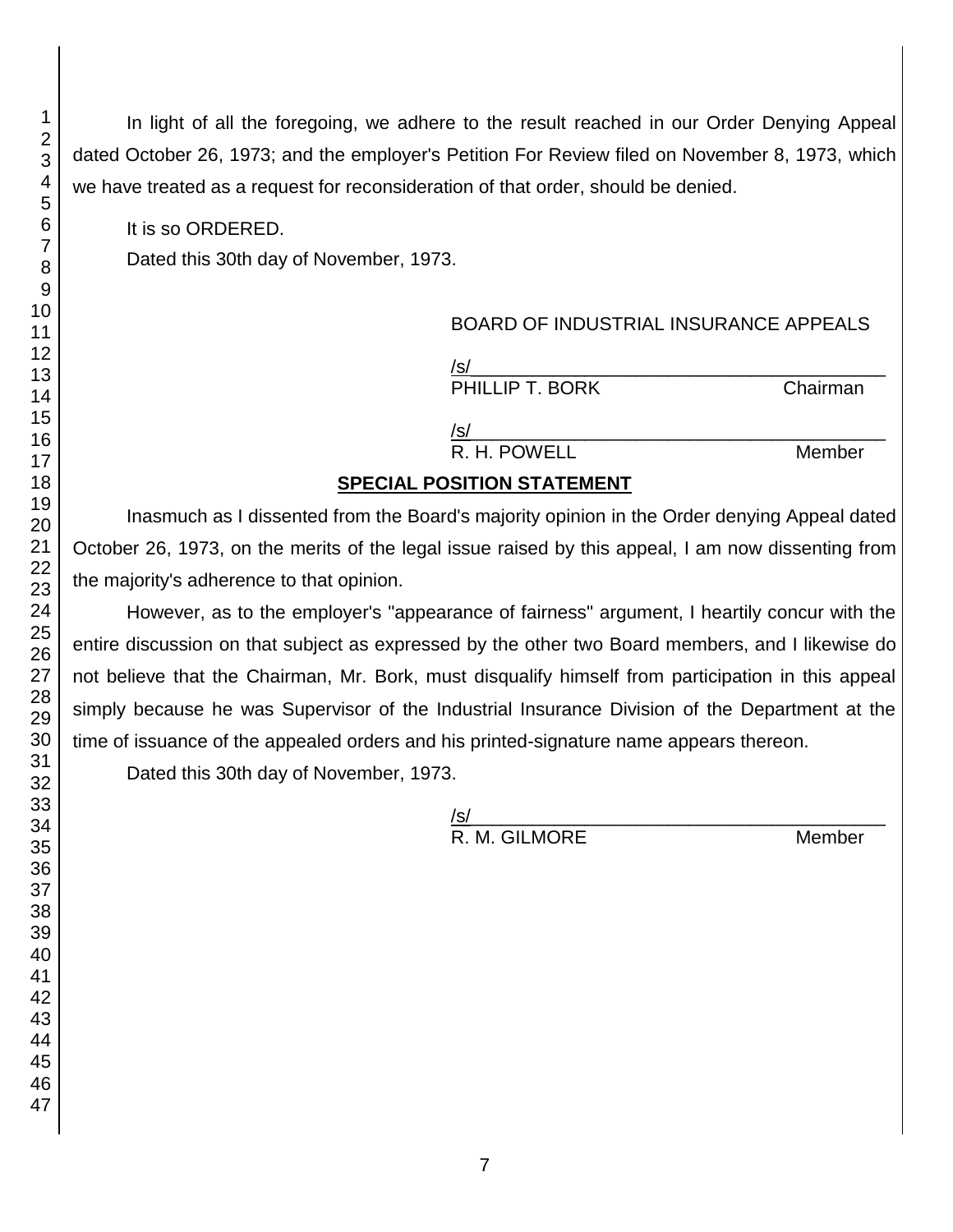In light of all the foregoing, we adhere to the result reached in our Order Denying Appeal dated October 26, 1973; and the employer's Petition For Review filed on November 8, 1973, which we have treated as a request for reconsideration of that order, should be denied.

It is so ORDERED.

Dated this 30th day of November, 1973.

BOARD OF INDUSTRIAL INSURANCE APPEALS

/s/
PHILLIP T. BORK Chairman

/s/
R. H. POWELL Member

**SPECIAL POSITION STATEMENT**

Inasmuch as I dissented from the Board's majority opinion in the Order denying Appeal dated October 26, 1973, on the merits of the legal issue raised by this appeal, I am now dissenting from the majority's adherence to that opinion.

However, as to the employer's "appearance of fairness" argument, I heartily concur with the entire discussion on that subject as expressed by the other two Board members, and I likewise do not believe that the Chairman, Mr. Bork, must disqualify himself from participation in this appeal simply because he was Supervisor of the Industrial Insurance Division of the Department at the time of issuance of the appealed orders and his printed-signature name appears thereon.

Dated this 30th day of November, 1973.

/s/
R. M. GILMORE Member